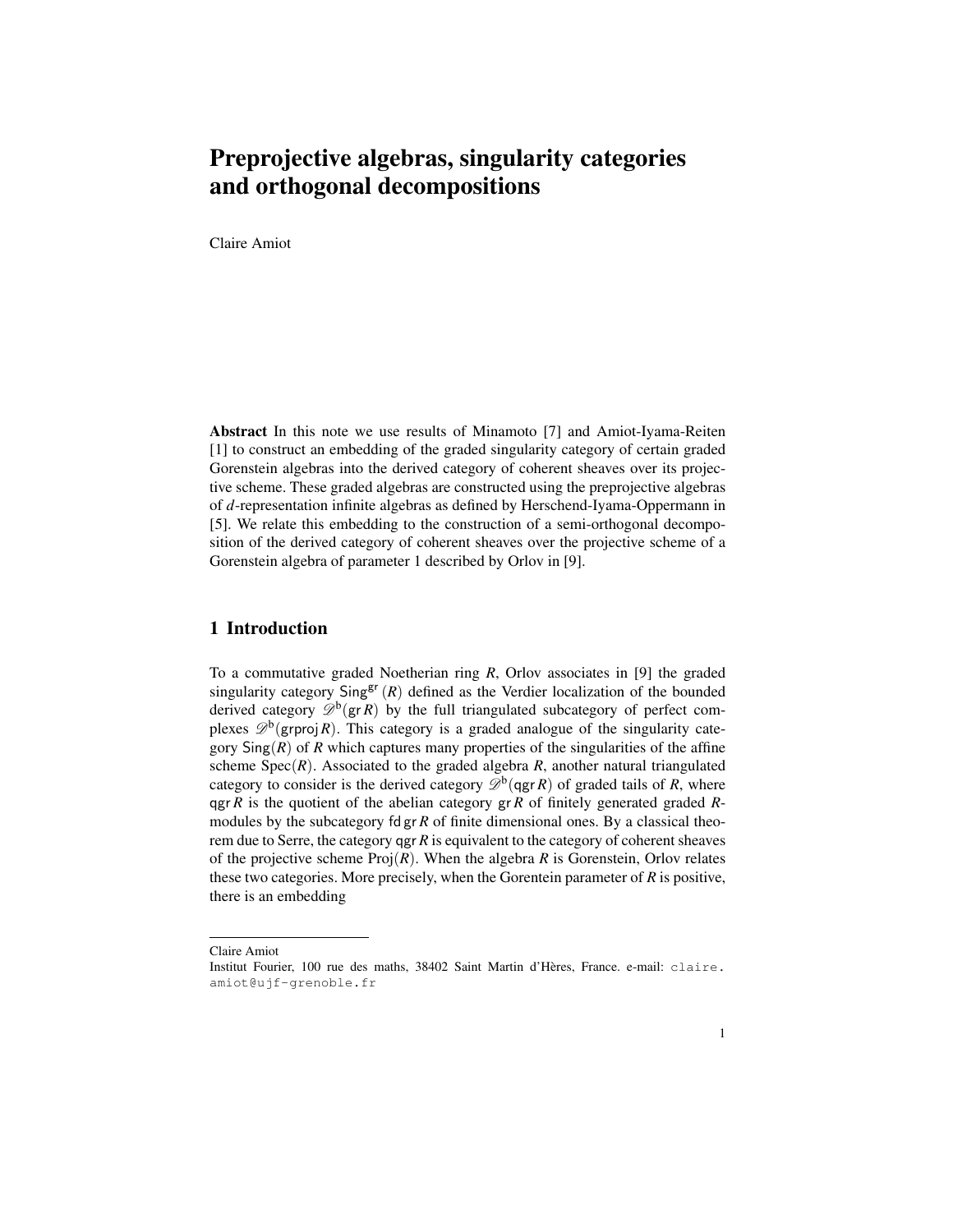# Preprojective algebras, singularity categories and orthogonal decompositions

Claire Amiot

**Abstract** In this note we use results of Minamoto [7] and Amiot-Iyama-Reiten [1] to construct an embedding of the graded singularity category of certain graded Gorenstein algebras into the derived category of coherent sheaves over its projective scheme. These graded algebras are constructed using the preprojective algebras of $d$-representation infinite algebras as defined by Herschend-Iyama-Oppermann in [5]. We relate this embedding to the construction of a semi-orthogonal decomposition of the derived category of coherent sheaves over the projective scheme of a Gorenstein algebra of parameter 1 described by Orlov in [9].

## 1 Introduction

To a commutative graded Noetherian ring $R$, Orlov associates in [9] the graded singularity category $\mathsf{Sing}^{\mathsf{gr}}(R)$ defined as the Verdier localization of the bounded derived category $\mathscr{D}^{\mathsf{b}}(\mathsf{gr}\, R)$ by the full triangulated subcategory of perfect complexes $\mathscr{D}^{\mathsf{b}}(\mathsf{grproj}\, R)$. This category is a graded analogue of the singularity category $\mathsf{Sing}(R)$ of $R$ which captures many properties of the singularities of the affine scheme $\mathrm{Spec}(R)$. Associated to the graded algebra $R$, another natural triangulated category to consider is the derived category $\mathscr{D}^{\mathsf{b}}(\mathsf{qgr}\, R)$ of graded tails of $R$, where $\mathsf{qgr}\, R$ is the quotient of the abelian category $\mathsf{gr}\, R$ of finitely generated graded $R$-modules by the subcategory $\mathsf{fd}\,\mathsf{gr}\, R$ of finite dimensional ones. By a classical theorem due to Serre, the category $\mathsf{qgr}\, R$ is equivalent to the category of coherent sheaves of the projective scheme $\mathrm{Proj}(R)$. When the algebra $R$ is Gorenstein, Orlov relates these two categories. More precisely, when the Gorentein parameter of $R$ is positive, there is an embedding

Claire Amiot
Institut Fourier, 100 rue des maths, 38402 Saint Martin d'Hères, France. e-mail: claire.amiot@ujf-grenoble.fr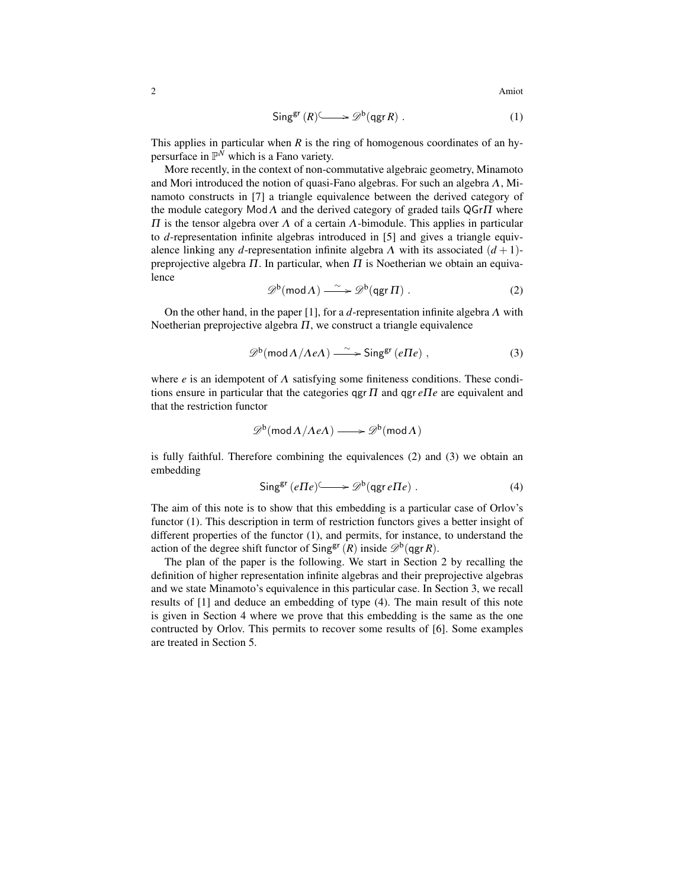$$\mathsf{Sing}^{\mathsf{gr}}(R) \hookrightarrow \mathscr{D}^{\mathsf{b}}(\mathsf{qgr}\, R)\ . \tag{1}$$

This applies in particular when $R$ is the ring of homogenous coordinates of an hypersurface in $\mathbb{P}^N$ which is a Fano variety.

More recently, in the context of non-commutative algebraic geometry, Minamoto and Mori introduced the notion of quasi-Fano algebras. For such an algebra $\Lambda$, Minamoto constructs in [7] a triangle equivalence between the derived category of the module category $\mathsf{Mod}\,\Lambda$ and the derived category of graded tails $\mathsf{QGr}\Pi$ where $\Pi$ is the tensor algebra over $\Lambda$ of a certain $\Lambda$-bimodule. This applies in particular to $d$-representation infinite algebras introduced in [5] and gives a triangle equivalence linking any $d$-representation infinite algebra $\Lambda$ with its associated $(d+1)$-preprojective algebra $\Pi$. In particular, when $\Pi$ is Noetherian we obtain an equivalence

$$\mathscr{D}^{\mathsf{b}}(\mathsf{mod}\,\Lambda) \xrightarrow{\sim} \mathscr{D}^{\mathsf{b}}(\mathsf{qgr}\,\Pi)\ . \tag{2}$$

On the other hand, in the paper [1], for a $d$-representation infinite algebra $\Lambda$ with Noetherian preprojective algebra $\Pi$, we construct a triangle equivalence

$$\mathscr{D}^{\mathsf{b}}(\mathsf{mod}\,\Lambda/\Lambda e\Lambda) \xrightarrow{\sim} \mathsf{Sing}^{\mathsf{gr}}(e\Pi e)\ , \tag{3}$$

where $e$ is an idempotent of $\Lambda$ satisfying some finiteness conditions. These conditions ensure in particular that the categories $\mathsf{qgr}\,\Pi$ and $\mathsf{qgr}\,e\Pi e$ are equivalent and that the restriction functor

$$\mathscr{D}^{\mathsf{b}}(\mathsf{mod}\,\Lambda/\Lambda e\Lambda) \longrightarrow \mathscr{D}^{\mathsf{b}}(\mathsf{mod}\,\Lambda)$$

is fully faithful. Therefore combining the equivalences (2) and (3) we obtain an embedding

$$\mathsf{Sing}^{\mathsf{gr}}(e\Pi e) \hookrightarrow \mathscr{D}^{\mathsf{b}}(\mathsf{qgr}\,e\Pi e)\ . \tag{4}$$

The aim of this note is to show that this embedding is a particular case of Orlov's functor (1). This description in term of restriction functors gives a better insight of different properties of the functor (1), and permits, for instance, to understand the action of the degree shift functor of $\mathsf{Sing}^{\mathsf{gr}}(R)$ inside $\mathscr{D}^{\mathsf{b}}(\mathsf{qgr}\,R)$.

The plan of the paper is the following. We start in Section 2 by recalling the definition of higher representation infinite algebras and their preprojective algebras and we state Minamoto's equivalence in this particular case. In Section 3, we recall results of [1] and deduce an embedding of type (4). The main result of this note is given in Section 4 where we prove that this embedding is the same as the one contructed by Orlov. This permits to recover some results of [6]. Some examples are treated in Section 5.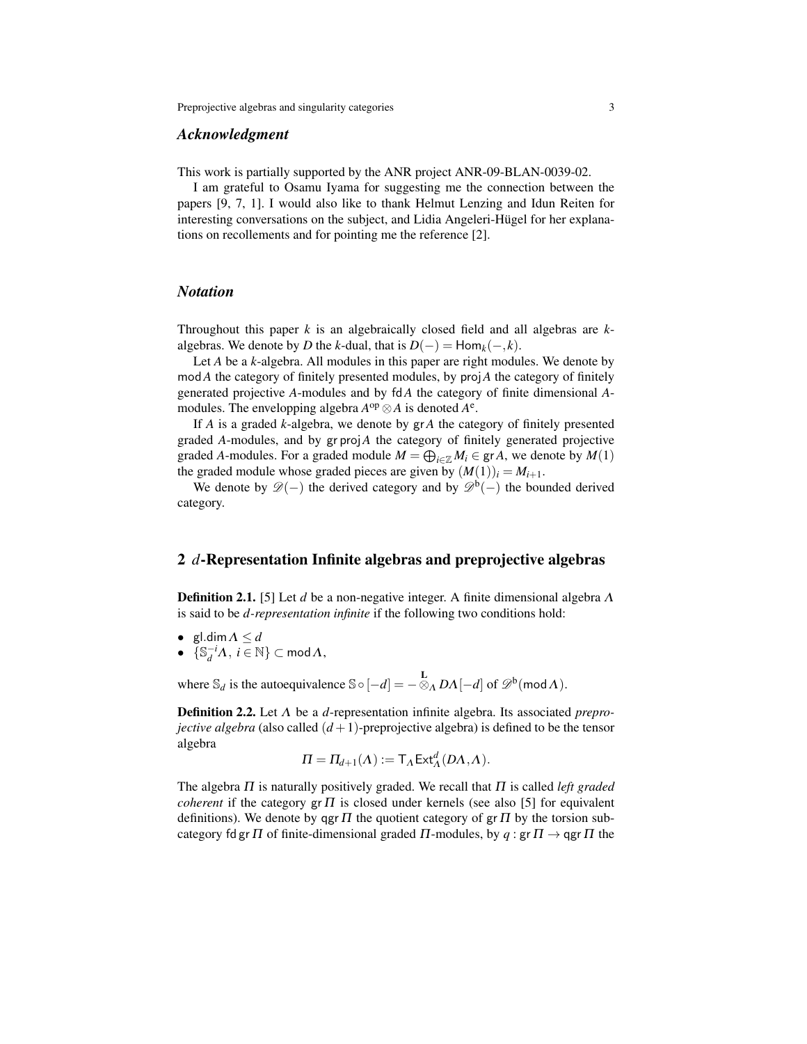### *Acknowledgment*

This work is partially supported by the ANR project ANR-09-BLAN-0039-02.

I am grateful to Osamu Iyama for suggesting me the connection between the papers [9, 7, 1]. I would also like to thank Helmut Lenzing and Idun Reiten for interesting conversations on the subject, and Lidia Angeleri-Hügel for her explanations on recollements and for pointing me the reference [2].

### *Notation*

Throughout this paper $k$ is an algebraically closed field and all algebras are $k$-algebras. We denote by $D$ the $k$-dual, that is $D(-) = \mathsf{Hom}_k(-,k)$.

Let $A$ be a $k$-algebra. All modules in this paper are right modules. We denote by $\mathsf{mod}\,A$ the category of finitely presented modules, by $\mathsf{proj}\,A$ the category of finitely generated projective $A$-modules and by $\mathsf{fd}\,A$ the category of finite dimensional $A$-modules. The envelopping algebra $A^{\mathrm{op}} \otimes A$ is denoted $A^{\mathrm{e}}$.

If $A$ is a graded $k$-algebra, we denote by $\mathsf{gr}\,A$ the category of finitely presented graded $A$-modules, and by $\mathsf{gr}\,\mathsf{proj}\,A$ the category of finitely generated projective graded $A$-modules. For a graded module $M = \bigoplus_{i \in \mathbb{Z}} M_i \in \mathsf{gr}\,A$, we denote by $M(1)$ the graded module whose graded pieces are given by $(M(1))_i = M_{i+1}$.

We denote by $\mathscr{D}(-)$ the derived category and by $\mathscr{D}^{\mathrm{b}}(-)$ the bounded derived category.

## 2 $d$-Representation Infinite algebras and preprojective algebras

**Definition 2.1.** [5] Let $d$ be a non-negative integer. A finite dimensional algebra $\Lambda$ is said to be *$d$-representation infinite* if the following two conditions hold:

- $\mathsf{gl.dim}\,\Lambda \leq d$
- $\{\mathbb{S}_d^{-i}\Lambda,\ i \in \mathbb{N}\} \subset \mathsf{mod}\,\Lambda$,

where $\mathbb{S}_d$ is the autoequivalence $\mathbb{S} \circ [-d] = - \overset{\mathbf{L}}{\otimes}_\Lambda D\Lambda[-d]$ of $\mathscr{D}^{\mathrm{b}}(\mathsf{mod}\,\Lambda)$.

**Definition 2.2.** Let $\Lambda$ be a $d$-representation infinite algebra. Its associated *preprojective algebra* (also called $(d+1)$-preprojective algebra) is defined to be the tensor algebra

$$\Pi = \Pi_{d+1}(\Lambda) := \mathsf{T}_\Lambda \mathsf{Ext}^d_\Lambda(D\Lambda, \Lambda).$$

The algebra $\Pi$ is naturally positively graded. We recall that $\Pi$ is called *left graded coherent* if the category $\mathsf{gr}\,\Pi$ is closed under kernels (see also [5] for equivalent definitions). We denote by $\mathsf{qgr}\,\Pi$ the quotient category of $\mathsf{gr}\,\Pi$ by the torsion subcategory $\mathsf{fd}\,\mathsf{gr}\,\Pi$ of finite-dimensional graded $\Pi$-modules, by $q : \mathsf{gr}\,\Pi \to \mathsf{qgr}\,\Pi$ the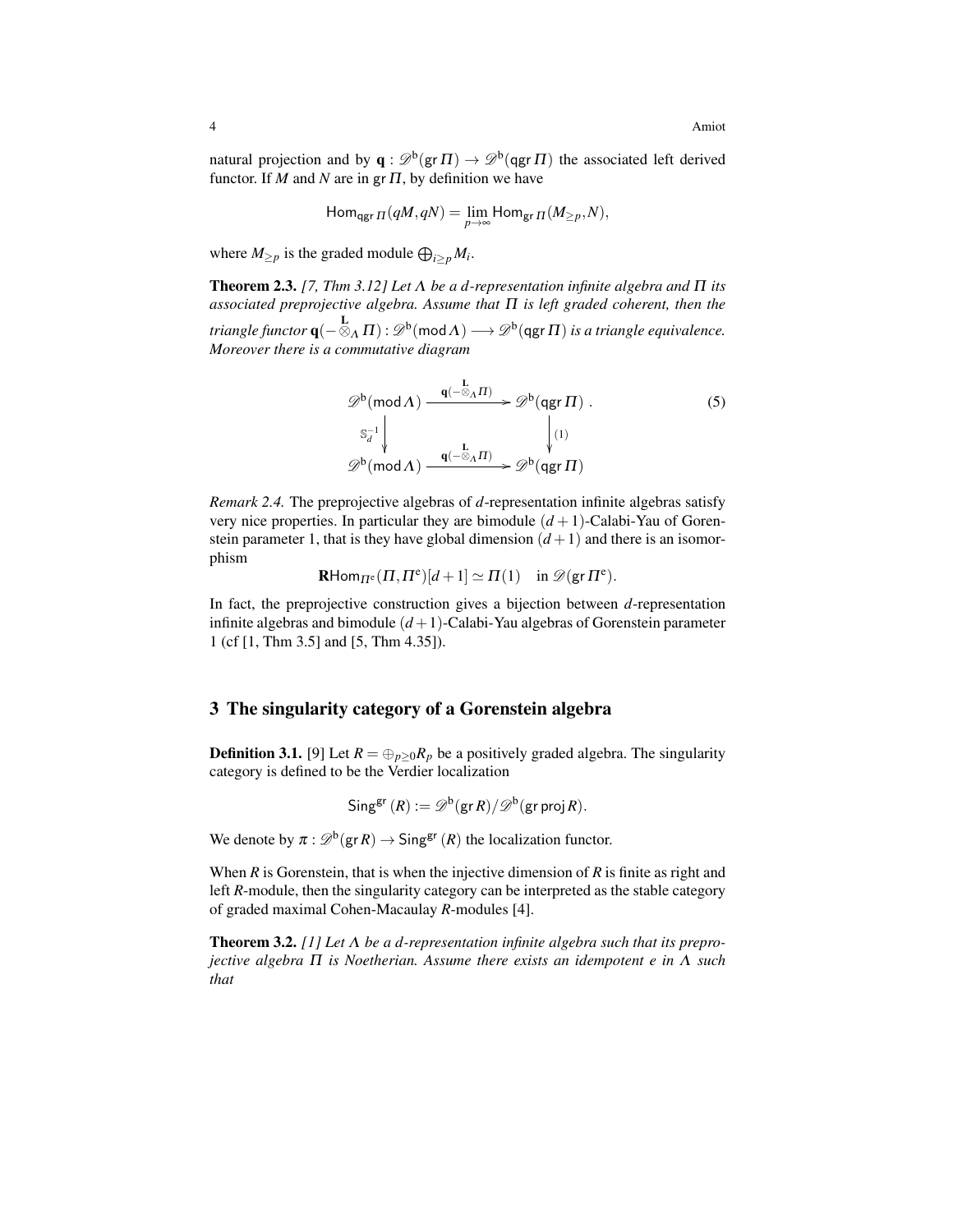natural projection and by $\mathbf{q} : \mathscr{D}^{\mathrm{b}}(\operatorname{gr} \Pi) \to \mathscr{D}^{\mathrm{b}}(\operatorname{qgr} \Pi)$ the associated left derived functor. If $M$ and $N$ are in $\operatorname{gr} \Pi$, by definition we have

$$\operatorname{Hom}_{\operatorname{qgr} \Pi}(qM, qN) = \lim_{p \to \infty} \operatorname{Hom}_{\operatorname{gr} \Pi}(M_{\geq p}, N),$$

where $M_{\geq p}$ is the graded module $\bigoplus_{i \geq p} M_i$.

**Theorem 2.3.** *[7, Thm 3.12] Let $\Lambda$ be a $d$-representation infinite algebra and $\Pi$ its associated preprojective algebra. Assume that $\Pi$ is left graded coherent, then the triangle functor $\mathbf{q}(- \overset{\mathbf{L}}{\otimes}_{\Lambda} \Pi) : \mathscr{D}^{\mathrm{b}}(\operatorname{mod} \Lambda) \longrightarrow \mathscr{D}^{\mathrm{b}}(\operatorname{qgr} \Pi)$ is a triangle equivalence. Moreover there is a commutative diagram*

$$\begin{array}{ccc} \mathscr{D}^{\mathrm{b}}(\operatorname{mod} \Lambda) & \xrightarrow{\mathbf{q}(- \overset{\mathbf{L}}{\otimes}_{\Lambda} \Pi)} & \mathscr{D}^{\mathrm{b}}(\operatorname{qgr} \Pi) \\ \Big\downarrow {\scriptstyle \mathbb{S}_d^{-1}} & & \Big\downarrow {\scriptstyle (1)} \\ \mathscr{D}^{\mathrm{b}}(\operatorname{mod} \Lambda) & \xrightarrow{\mathbf{q}(- \overset{\mathbf{L}}{\otimes}_{\Lambda} \Pi)} & \mathscr{D}^{\mathrm{b}}(\operatorname{qgr} \Pi) \end{array} \tag{5}$$

*Remark 2.4.* The preprojective algebras of $d$-representation infinite algebras satisfy very nice properties. In particular they are bimodule $(d+1)$-Calabi-Yau of Gorenstein parameter 1, that is they have global dimension $(d+1)$ and there is an isomorphism

$$\mathbf{R}\operatorname{Hom}_{\Pi^{\mathrm{e}}}(\Pi, \Pi^{\mathrm{e}})[d+1] \simeq \Pi(1) \quad \text{in } \mathscr{D}(\operatorname{gr} \Pi^{\mathrm{e}}).$$

In fact, the preprojective construction gives a bijection between $d$-representation infinite algebras and bimodule $(d+1)$-Calabi-Yau algebras of Gorenstein parameter 1 (cf [1, Thm 3.5] and [5, Thm 4.35]).

## 3 The singularity category of a Gorenstein algebra

**Definition 3.1.** [9] Let $R = \oplus_{p \geq 0} R_p$ be a positively graded algebra. The singularity category is defined to be the Verdier localization

$$\operatorname{Sing}^{\operatorname{gr}}(R) := \mathscr{D}^{\mathrm{b}}(\operatorname{gr} R) / \mathscr{D}^{\mathrm{b}}(\operatorname{gr} \operatorname{proj} R).$$

We denote by $\pi : \mathscr{D}^{\mathrm{b}}(\operatorname{gr} R) \to \operatorname{Sing}^{\operatorname{gr}}(R)$ the localization functor.

When $R$ is Gorenstein, that is when the injective dimension of $R$ is finite as right and left $R$-module, then the singularity category can be interpreted as the stable category of graded maximal Cohen-Macaulay $R$-modules [4].

**Theorem 3.2.** *[1] Let $\Lambda$ be a $d$-representation infinite algebra such that its preprojective algebra $\Pi$ is Noetherian. Assume there exists an idempotent $e$ in $\Lambda$ such that*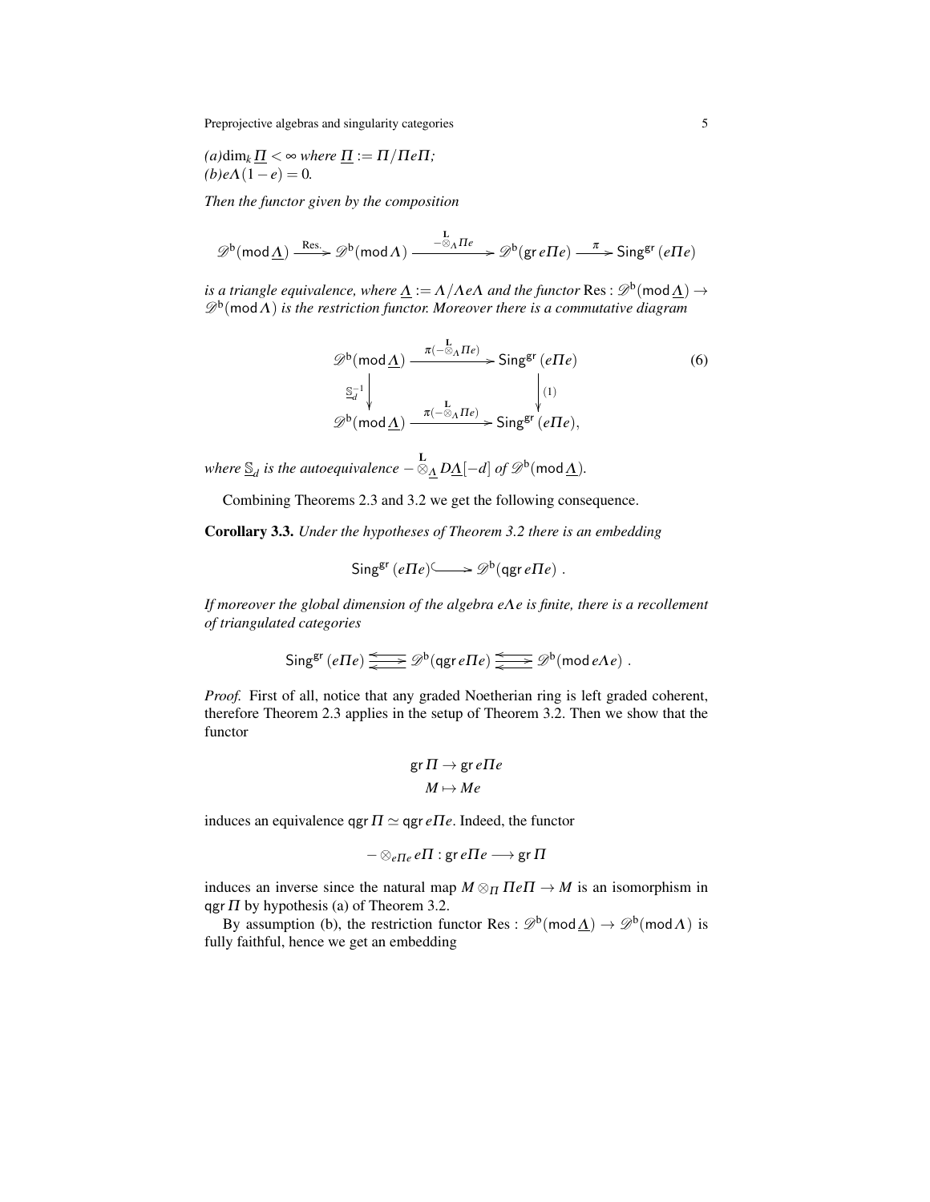*(a)* $\dim_k \underline{\Pi} < \infty$ *where* $\underline{\Pi} := \Pi/\Pi e \Pi$*;*
*(b)* $e\Lambda(1-e) = 0$*.*

*Then the functor given by the composition*

$$\mathscr{D}^{\mathsf{b}}(\operatorname{mod} \underline{\Lambda}) \xrightarrow{\text{Res.}} \mathscr{D}^{\mathsf{b}}(\operatorname{mod} \Lambda) \xrightarrow{-\overset{\mathbf{L}}{\otimes}_{\Lambda} \Pi e} \mathscr{D}^{\mathsf{b}}(\operatorname{gr} e\Pi e) \xrightarrow{\pi} \operatorname{Sing}^{\mathsf{gr}}(e\Pi e)$$

*is a triangle equivalence, where* $\underline{\Lambda} := \Lambda/\Lambda e \Lambda$ *and the functor* $\operatorname{Res} : \mathscr{D}^{\mathsf{b}}(\operatorname{mod} \underline{\Lambda}) \to \mathscr{D}^{\mathsf{b}}(\operatorname{mod} \Lambda)$ *is the restriction functor. Moreover there is a commutative diagram*

$$\begin{array}{ccc} \mathscr{D}^{\mathsf{b}}(\operatorname{mod} \underline{\Lambda}) & \xrightarrow{\pi(-\overset{\mathbf{L}}{\otimes}_{\Lambda} \Pi e)} & \operatorname{Sing}^{\mathsf{gr}}(e\Pi e) \\ {\scriptstyle \underline{\mathbb{S}}_d^{-1}} \downarrow & & \downarrow {\scriptstyle (1)} \\ \mathscr{D}^{\mathsf{b}}(\operatorname{mod} \underline{\Lambda}) & \xrightarrow{\pi(-\overset{\mathbf{L}}{\otimes}_{\Lambda} \Pi e)} & \operatorname{Sing}^{\mathsf{gr}}(e\Pi e), \end{array} \tag{6}$$

*where* $\underline{\mathbb{S}}_d$ *is the autoequivalence* $-\overset{\mathbf{L}}{\otimes}_{\underline{\Lambda}} D\underline{\Lambda}[-d]$ *of* $\mathscr{D}^{\mathsf{b}}(\operatorname{mod} \underline{\Lambda})$*.*

Combining Theorems 2.3 and 3.2 we get the following consequence.

**Corollary 3.3.** *Under the hypotheses of Theorem 3.2 there is an embedding*

$$\operatorname{Sing}^{\mathsf{gr}}(e\Pi e) \hookrightarrow \mathscr{D}^{\mathsf{b}}(\operatorname{qgr} e\Pi e)\ .$$

*If moreover the global dimension of the algebra* $e\Lambda e$ *is finite, there is a recollement of triangulated categories*

$$\operatorname{Sing}^{\mathsf{gr}}(e\Pi e) \rightleftarrows \mathscr{D}^{\mathsf{b}}(\operatorname{qgr} e\Pi e) \rightleftarrows \mathscr{D}^{\mathsf{b}}(\operatorname{mod} e\Lambda e)\ .$$

*Proof.* First of all, notice that any graded Noetherian ring is left graded coherent, therefore Theorem 2.3 applies in the setup of Theorem 3.2. Then we show that the functor

$$\begin{aligned} \operatorname{gr} \Pi &\to \operatorname{gr} e\Pi e \\ M &\mapsto Me \end{aligned}$$

induces an equivalence $\operatorname{qgr} \Pi \simeq \operatorname{qgr} e\Pi e$. Indeed, the functor

$$- \otimes_{e\Pi e} e\Pi : \operatorname{gr} e\Pi e \longrightarrow \operatorname{gr} \Pi$$

induces an inverse since the natural map $M \otimes_{\Pi} \Pi e \Pi \to M$ is an isomorphism in $\operatorname{qgr} \Pi$ by hypothesis (a) of Theorem 3.2.

By assumption (b), the restriction functor $\operatorname{Res} : \mathscr{D}^{\mathsf{b}}(\operatorname{mod} \underline{\Lambda}) \to \mathscr{D}^{\mathsf{b}}(\operatorname{mod} \Lambda)$ is fully faithful, hence we get an embedding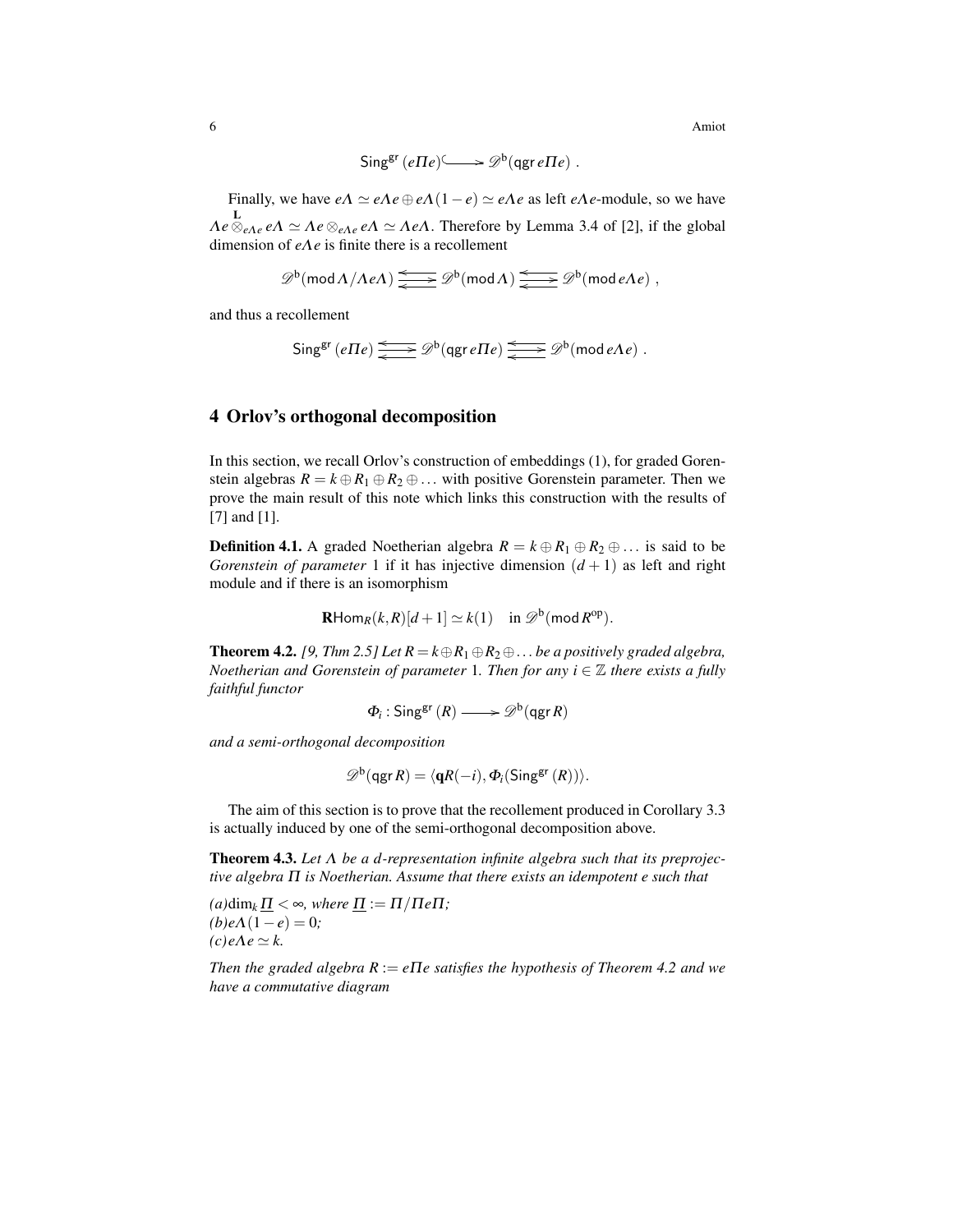$$\mathsf{Sing}^{\mathsf{gr}}(e\Pi e) \hookrightarrow \mathscr{D}^{\mathsf{b}}(\mathsf{qgr}\, e\Pi e)\ .$$

Finally, we have $e\Lambda \simeq e\Lambda e \oplus e\Lambda(1-e) \simeq e\Lambda e$ as left $e\Lambda e$-module, so we have $\Lambda e \overset{\mathbf{L}}{\otimes}_{e\Lambda e} e\Lambda \simeq \Lambda e \otimes_{e\Lambda e} e\Lambda \simeq \Lambda e\Lambda$. Therefore by Lemma 3.4 of [2], if the global dimension of $e\Lambda e$ is finite there is a recollement

$$\mathscr{D}^{\mathsf{b}}(\mathsf{mod}\,\Lambda/\Lambda e\Lambda) \rightleftarrows \mathscr{D}^{\mathsf{b}}(\mathsf{mod}\,\Lambda) \rightleftarrows \mathscr{D}^{\mathsf{b}}(\mathsf{mod}\, e\Lambda e)\ ,$$

and thus a recollement

$$\mathsf{Sing}^{\mathsf{gr}}(e\Pi e) \rightleftarrows \mathscr{D}^{\mathsf{b}}(\mathsf{qgr}\, e\Pi e) \rightleftarrows \mathscr{D}^{\mathsf{b}}(\mathsf{mod}\, e\Lambda e)\ .$$

## 4 Orlov's orthogonal decomposition

In this section, we recall Orlov's construction of embeddings (1), for graded Gorenstein algebras $R = k \oplus R_1 \oplus R_2 \oplus \dots$ with positive Gorenstein parameter. Then we prove the main result of this note which links this construction with the results of [7] and [1].

**Definition 4.1.** A graded Noetherian algebra $R = k \oplus R_1 \oplus R_2 \oplus \dots$ is said to be *Gorenstein of parameter* 1 if it has injective dimension $(d+1)$ as left and right module and if there is an isomorphism

$$\mathbf{R}\mathsf{Hom}_R(k,R)[d+1] \simeq k(1) \quad \text{in } \mathscr{D}^{\mathsf{b}}(\mathsf{mod}\, R^{\mathrm{op}}).$$

**Theorem 4.2.** *[9, Thm 2.5] Let $R = k \oplus R_1 \oplus R_2 \oplus \dots$ be a positively graded algebra, Noetherian and Gorenstein of parameter 1. Then for any $i \in \mathbb{Z}$ there exists a fully faithful functor*

$$\Phi_i : \mathsf{Sing}^{\mathsf{gr}}(R) \longrightarrow \mathscr{D}^{\mathsf{b}}(\mathsf{qgr}\, R)$$

*and a semi-orthogonal decomposition*

$$\mathscr{D}^{\mathsf{b}}(\mathsf{qgr}\, R) = \langle \mathbf{q}R(-i), \Phi_i(\mathsf{Sing}^{\mathsf{gr}}(R))\rangle.$$

The aim of this section is to prove that the recollement produced in Corollary 3.3 is actually induced by one of the semi-orthogonal decomposition above.

**Theorem 4.3.** *Let $\Lambda$ be a $d$-representation infinite algebra such that its preprojective algebra $\Pi$ is Noetherian. Assume that there exists an idempotent $e$ such that*

*(a) $\dim_k \underline{\Pi} < \infty$, where $\underline{\Pi} := \Pi/\Pi e\Pi$;*
*(b) $e\Lambda(1-e) = 0$;*
*(c) $e\Lambda e \simeq k$.*

*Then the graded algebra $R := e\Pi e$ satisfies the hypothesis of Theorem 4.2 and we have a commutative diagram*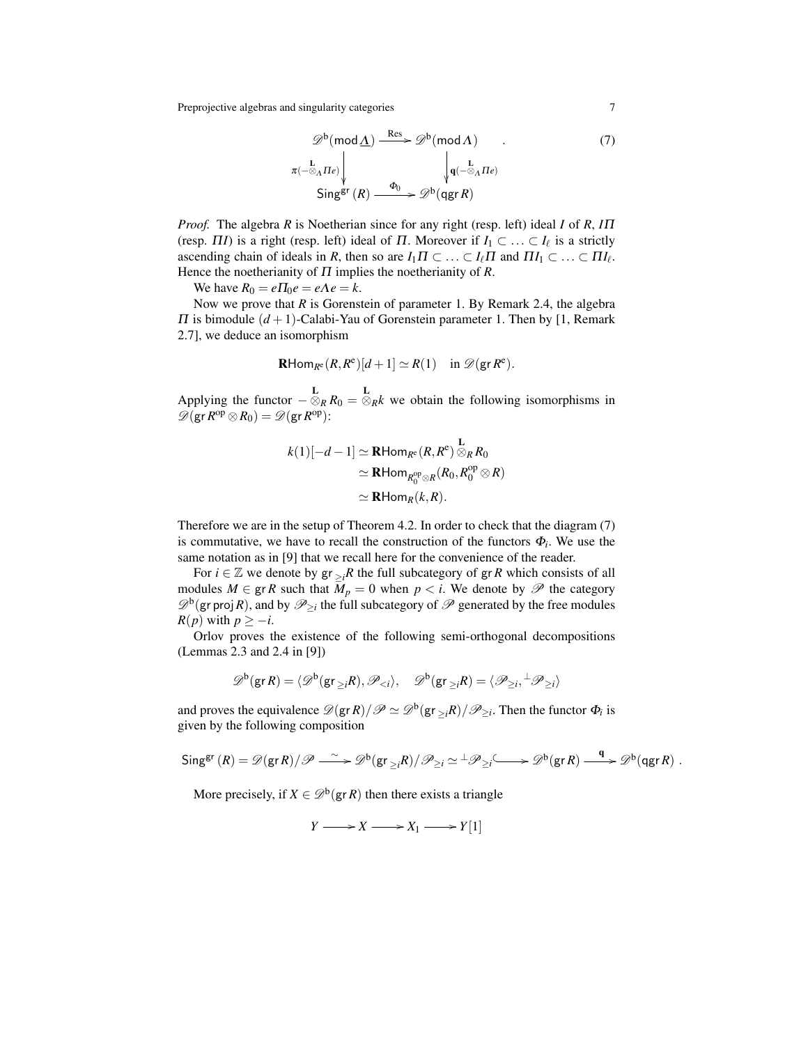$$
\begin{array}{ccc}
\mathscr{D}^{\mathsf{b}}(\mathsf{mod}\,\underline{\Lambda}) & \xrightarrow{\mathrm{Res}} & \mathscr{D}^{\mathsf{b}}(\mathsf{mod}\,\Lambda) \\
\Big\downarrow {\scriptstyle \pi(-\overset{\mathbf{L}}{\otimes}_{\Lambda}\Pi e)} & & \Big\downarrow {\scriptstyle \mathbf{q}(-\overset{\mathbf{L}}{\otimes}_{\Lambda}\Pi e)} \\
\mathsf{Sing}^{\mathsf{gr}}(R) & \xrightarrow{\Phi_0} & \mathscr{D}^{\mathsf{b}}(\mathsf{qgr}\,R)
\end{array} \qquad . \tag{7}
$$

*Proof.* The algebra $R$ is Noetherian since for any right (resp. left) ideal $I$ of $R$, $I\Pi$ (resp. $\Pi I$) is a right (resp. left) ideal of $\Pi$. Moreover if $I_1 \subset \ldots \subset I_\ell$ is a strictly ascending chain of ideals in $R$, then so are $I_1\Pi \subset \ldots \subset I_\ell\Pi$ and $\Pi I_1 \subset \ldots \subset \Pi I_\ell$. Hence the noetherianity of $\Pi$ implies the noetherianity of $R$.

We have $R_0 = e\Pi_0 e = e\Lambda e = k$.

Now we prove that $R$ is Gorenstein of parameter 1. By Remark 2.4, the algebra $\Pi$ is bimodule $(d+1)$-Calabi-Yau of Gorenstein parameter 1. Then by [1, Remark 2.7], we deduce an isomorphism

$$
\mathbf{R}\mathsf{Hom}_{R^{\mathrm{e}}}(R, R^{\mathrm{e}})[d+1] \simeq R(1) \quad \text{in } \mathscr{D}(\mathsf{gr}\,R^{\mathrm{e}}).
$$

Applying the functor $-\overset{\mathbf{L}}{\otimes}_R R_0 = \overset{\mathbf{L}}{\otimes}_R k$ we obtain the following isomorphisms in $\mathscr{D}(\mathsf{gr}\,R^{\mathrm{op}} \otimes R_0) = \mathscr{D}(\mathsf{gr}\,R^{\mathrm{op}})$:

$$
\begin{aligned}
k(1)[-d-1] &\simeq \mathbf{R}\mathsf{Hom}_{R^{\mathrm{e}}}(R, R^{\mathrm{e}}) \overset{\mathbf{L}}{\otimes}_R R_0 \\
&\simeq \mathbf{R}\mathsf{Hom}_{R_0^{\mathrm{op}} \otimes R}(R_0, R_0^{\mathrm{op}} \otimes R) \\
&\simeq \mathbf{R}\mathsf{Hom}_R(k, R).
\end{aligned}
$$

Therefore we are in the setup of Theorem 4.2. In order to check that the diagram (7) is commutative, we have to recall the construction of the functors $\Phi_i$. We use the same notation as in [9] that we recall here for the convenience of the reader.

For $i \in \mathbb{Z}$ we denote by $\mathsf{gr}_{\geq i}R$ the full subcategory of $\mathsf{gr}\,R$ which consists of all modules $M \in \mathsf{gr}\,R$ such that $M_p = 0$ when $p < i$. We denote by $\mathscr{P}$ the category $\mathscr{D}^{\mathsf{b}}(\mathsf{gr}\,\mathsf{proj}\,R)$, and by $\mathscr{P}_{\geq i}$ the full subcategory of $\mathscr{P}$ generated by the free modules $R(p)$ with $p \geq -i$.

Orlov proves the existence of the following semi-orthogonal decompositions (Lemmas 2.3 and 2.4 in [9])

$$
\mathscr{D}^{\mathsf{b}}(\mathsf{gr}\,R) = \langle \mathscr{D}^{\mathsf{b}}(\mathsf{gr}_{\geq i}R), \mathscr{P}_{<i} \rangle, \quad \mathscr{D}^{\mathsf{b}}(\mathsf{gr}_{\geq i}R) = \langle \mathscr{P}_{\geq i}, {}^{\perp}\mathscr{P}_{\geq i} \rangle
$$

and proves the equivalence $\mathscr{D}(\mathsf{gr}\,R)/\mathscr{P} \simeq \mathscr{D}^{\mathsf{b}}(\mathsf{gr}_{\geq i}R)/\mathscr{P}_{\geq i}$. Then the functor $\Phi_i$ is given by the following composition

$$
\mathsf{Sing}^{\mathsf{gr}}(R) = \mathscr{D}(\mathsf{gr}\,R)/\mathscr{P} \xrightarrow{\sim} \mathscr{D}^{\mathsf{b}}(\mathsf{gr}_{\geq i}R)/\mathscr{P}_{\geq i} \simeq {}^{\perp}\mathscr{P}_{\geq i} \hookrightarrow \mathscr{D}^{\mathsf{b}}(\mathsf{gr}\,R) \xrightarrow{\mathbf{q}} \mathscr{D}^{\mathsf{b}}(\mathsf{qgr}\,R) .
$$

More precisely, if $X \in \mathscr{D}^{\mathsf{b}}(\mathsf{gr}\,R)$ then there exists a triangle

$$
Y \longrightarrow X \longrightarrow X_1 \longrightarrow Y[1]
$$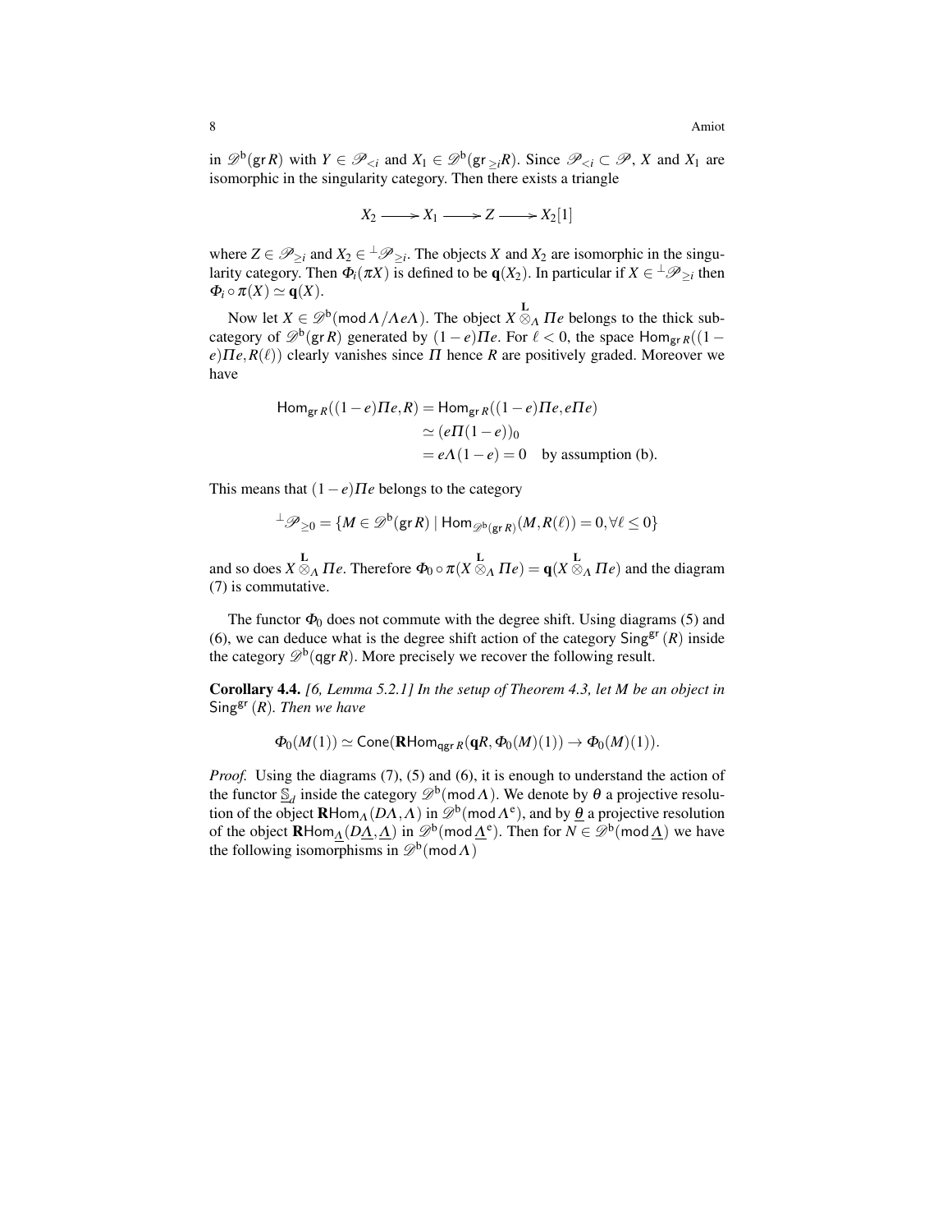in $\mathscr{D}^{\mathsf{b}}(\operatorname{gr} R)$ with $Y \in \mathscr{P}_{<i}$ and $X_1 \in \mathscr{D}^{\mathsf{b}}(\operatorname{gr}_{\geq i} R)$. Since $\mathscr{P}_{<i} \subset \mathscr{P}$, $X$ and $X_1$ are isomorphic in the singularity category. Then there exists a triangle

$$X_2 \longrightarrow X_1 \longrightarrow Z \longrightarrow X_2[1]$$

where $Z \in \mathscr{P}_{\geq i}$ and $X_2 \in {}^{\perp}\mathscr{P}_{\geq i}$. The objects $X$ and $X_2$ are isomorphic in the singularity category. Then $\Phi_i(\pi X)$ is defined to be $\mathbf{q}(X_2)$. In particular if $X \in {}^{\perp}\mathscr{P}_{\geq i}$ then $\Phi_i \circ \pi(X) \simeq \mathbf{q}(X)$.

Now let $X \in \mathscr{D}^{\mathsf{b}}(\operatorname{mod} \Lambda/\Lambda e \Lambda)$. The object $X \overset{\mathbf{L}}{\otimes}_{\Lambda} \Pi e$ belongs to the thick subcategory of $\mathscr{D}^{\mathsf{b}}(\operatorname{gr} R)$ generated by $(1-e)\Pi e$. For $\ell < 0$, the space $\operatorname{Hom}_{\operatorname{gr} R}((1-e)\Pi e, R(\ell))$ clearly vanishes since $\Pi$ hence $R$ are positively graded. Moreover we have

$$\begin{aligned}
\operatorname{Hom}_{\operatorname{gr} R}((1-e)\Pi e, R) &= \operatorname{Hom}_{\operatorname{gr} R}((1-e)\Pi e, e\Pi e) \\
&\simeq (e\Pi(1-e))_0 \\
&= e\Lambda(1-e) = 0 \quad \text{by assumption (b).}
\end{aligned}$$

This means that $(1-e)\Pi e$ belongs to the category

$${}^{\perp}\mathscr{P}_{\geq 0} = \{M \in \mathscr{D}^{\mathsf{b}}(\operatorname{gr} R) \mid \operatorname{Hom}_{\mathscr{D}^{\mathsf{b}}(\operatorname{gr} R)}(M, R(\ell)) = 0, \forall \ell \leq 0\}$$

and so does $X \overset{\mathbf{L}}{\otimes}_{\Lambda} \Pi e$. Therefore $\Phi_0 \circ \pi(X \overset{\mathbf{L}}{\otimes}_{\Lambda} \Pi e) = \mathbf{q}(X \overset{\mathbf{L}}{\otimes}_{\Lambda} \Pi e)$ and the diagram (7) is commutative.

The functor $\Phi_0$ does not commute with the degree shift. Using diagrams (5) and (6), we can deduce what is the degree shift action of the category $\operatorname{Sing}^{\operatorname{gr}}(R)$ inside the category $\mathscr{D}^{\mathsf{b}}(\operatorname{qgr} R)$. More precisely we recover the following result.

**Corollary 4.4.** *[6, Lemma 5.2.1] In the setup of Theorem 4.3, let $M$ be an object in $\operatorname{Sing}^{\operatorname{gr}}(R)$. Then we have*

$$\Phi_0(M(1)) \simeq \operatorname{Cone}(\mathbf{R}\operatorname{Hom}_{\operatorname{qgr} R}(\mathbf{q}R, \Phi_0(M)(1)) \to \Phi_0(M)(1)).$$

*Proof.* Using the diagrams (7), (5) and (6), it is enough to understand the action of the functor $\underline{\mathbb{S}}_d$ inside the category $\mathscr{D}^{\mathsf{b}}(\operatorname{mod} \Lambda)$. We denote by $\theta$ a projective resolution of the object $\mathbf{R}\operatorname{Hom}_{\Lambda}(D\Lambda, \Lambda)$ in $\mathscr{D}^{\mathsf{b}}(\operatorname{mod} \Lambda^{\mathsf{e}})$, and by $\underline{\theta}$ a projective resolution of the object $\mathbf{R}\operatorname{Hom}_{\underline{\Lambda}}(D\underline{\Lambda}, \underline{\Lambda})$ in $\mathscr{D}^{\mathsf{b}}(\operatorname{mod} \underline{\Lambda}^{\mathsf{e}})$. Then for $N \in \mathscr{D}^{\mathsf{b}}(\operatorname{mod} \underline{\Lambda})$ we have the following isomorphisms in $\mathscr{D}^{\mathsf{b}}(\operatorname{mod} \Lambda)$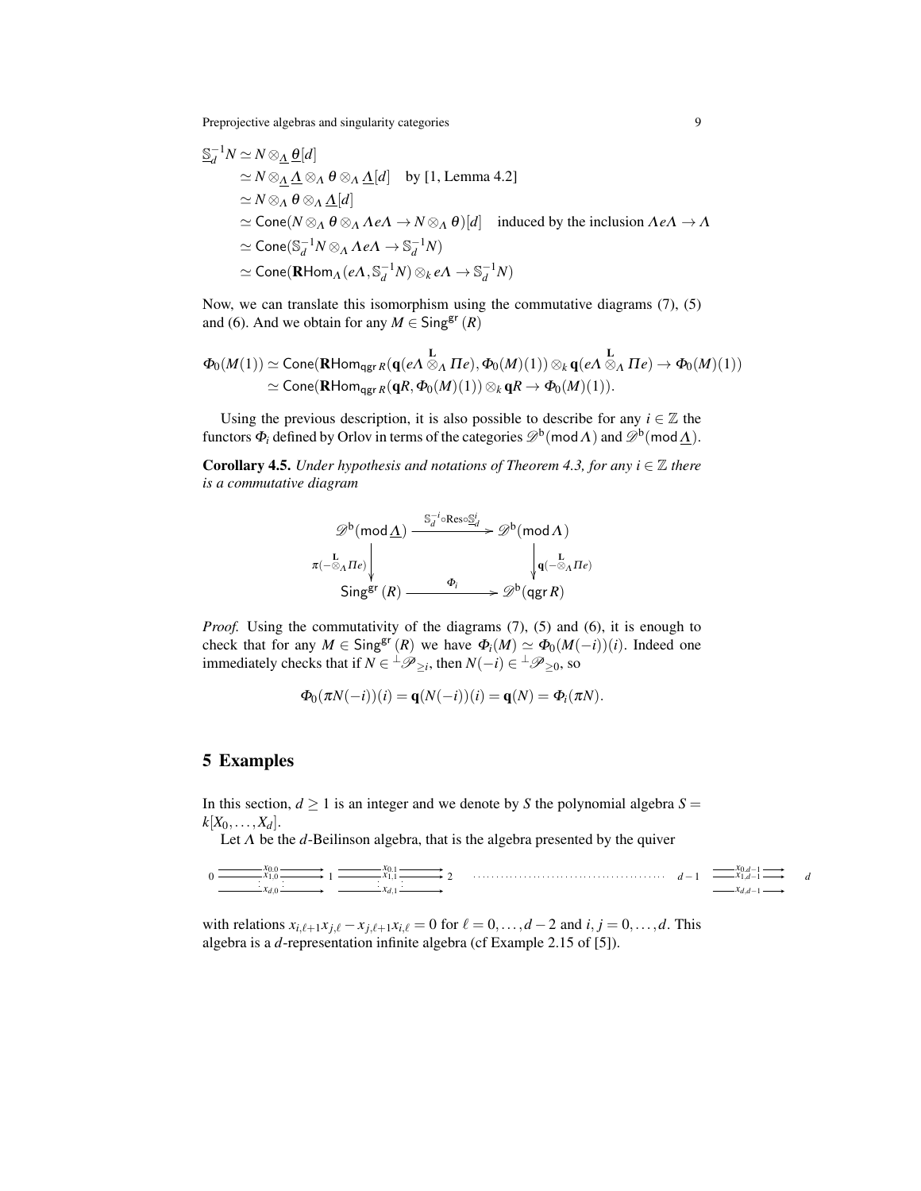$$
\begin{aligned}
\underline{\mathbb{S}}_d^{-1} N &\simeq N \otimes_{\underline{\Lambda}} \underline{\theta}[d] \\
&\simeq N \otimes_{\underline{\Lambda}} \underline{\Lambda} \otimes_{\Lambda} \theta \otimes_{\Lambda} \underline{\Lambda}[d] \quad \text{by [1, Lemma 4.2]} \\
&\simeq N \otimes_{\Lambda} \theta \otimes_{\Lambda} \underline{\Lambda}[d] \\
&\simeq \mathsf{Cone}(N \otimes_{\Lambda} \theta \otimes_{\Lambda} \Lambda e \Lambda \to N \otimes_{\Lambda} \theta)[d] \quad \text{induced by the inclusion } \Lambda e \Lambda \to \Lambda \\
&\simeq \mathsf{Cone}(\mathbb{S}_d^{-1} N \otimes_{\Lambda} \Lambda e \Lambda \to \mathbb{S}_d^{-1} N) \\
&\simeq \mathsf{Cone}(\mathbf{R}\mathsf{Hom}_{\Lambda}(e\Lambda, \mathbb{S}_d^{-1} N) \otimes_k e\Lambda \to \mathbb{S}_d^{-1} N)
\end{aligned}
$$

Now, we can translate this isomorphism using the commutative diagrams (7), (5) and (6). And we obtain for any $M \in \mathsf{Sing}^{\mathsf{gr}}(R)$

$$
\begin{aligned}
\Phi_0(M(1)) &\simeq \mathsf{Cone}(\mathbf{R}\mathsf{Hom}_{\mathsf{qgr}\, R}(\mathbf{q}(e\Lambda \overset{\mathbf{L}}{\otimes}_{\Lambda} \Pi e), \Phi_0(M)(1)) \otimes_k \mathbf{q}(e\Lambda \overset{\mathbf{L}}{\otimes}_{\Lambda} \Pi e) \to \Phi_0(M)(1)) \\
&\simeq \mathsf{Cone}(\mathbf{R}\mathsf{Hom}_{\mathsf{qgr}\, R}(\mathbf{q}R, \Phi_0(M)(1)) \otimes_k \mathbf{q}R \to \Phi_0(M)(1)).
\end{aligned}
$$

Using the previous description, it is also possible to describe for any $i \in \mathbb{Z}$ the functors $\Phi_i$ defined by Orlov in terms of the categories $\mathscr{D}^{\mathsf{b}}(\mathsf{mod}\, \Lambda)$ and $\mathscr{D}^{\mathsf{b}}(\mathsf{mod}\, \underline{\Lambda})$.

**Corollary 4.5.** *Under hypothesis and notations of Theorem 4.3, for any $i \in \mathbb{Z}$ there is a commutative diagram*

$$
\begin{array}{ccc}
\mathscr{D}^{\mathsf{b}}(\mathsf{mod}\, \underline{\Lambda}) & \xrightarrow{\mathbb{S}_d^{-i} \circ \mathrm{Res} \circ \underline{\mathbb{S}}_d^{i}} & \mathscr{D}^{\mathsf{b}}(\mathsf{mod}\, \Lambda) \\
{\scriptstyle \pi(- \overset{\mathbf{L}}{\otimes}_{\Lambda} \Pi e)} \downarrow & & \downarrow {\scriptstyle \mathbf{q}(- \overset{\mathbf{L}}{\otimes}_{\Lambda} \Pi e)} \\
\mathsf{Sing}^{\mathsf{gr}}(R) & \xrightarrow{\Phi_i} & \mathscr{D}^{\mathsf{b}}(\mathsf{qgr}\, R)
\end{array}
$$

*Proof.* Using the commutativity of the diagrams (7), (5) and (6), it is enough to check that for any $M \in \mathsf{Sing}^{\mathsf{gr}}(R)$ we have $\Phi_i(M) \simeq \Phi_0(M(-i))(i)$. Indeed one immediately checks that if $N \in {}^{\perp}\mathscr{P}_{\geq i}$, then $N(-i) \in {}^{\perp}\mathscr{P}_{\geq 0}$, so

$$
\Phi_0(\pi N(-i))(i) = \mathbf{q}(N(-i))(i) = \mathbf{q}(N) = \Phi_i(\pi N).
$$

## 5 Examples

In this section, $d \geq 1$ is an integer and we denote by $S$ the polynomial algebra $S = k[X_0, \ldots, X_d]$.

Let $\Lambda$ be the $d$-Beilinson algebra, that is the algebra presented by the quiver

$$
0 \underset{x_{d,0}}{\overset{x_{0,0}}{\underset{\vdots}{\overset{x_{1,0}}{\rightrightarrows}}}} 1 \underset{x_{d,1}}{\overset{x_{0,1}}{\underset{\vdots}{\overset{x_{1,1}}{\rightrightarrows}}}} 2 \quad \cdots\cdots\cdots \quad d-1 \underset{x_{d,d-1}}{\overset{x_{0,d-1}}{\underset{\vdots}{\overset{x_{1,d-1}}{\rightrightarrows}}}} d
$$

with relations $x_{i,\ell+1}x_{j,\ell} - x_{j,\ell+1}x_{i,\ell} = 0$ for $\ell = 0, \ldots, d-2$ and $i, j = 0, \ldots, d$. This algebra is a $d$-representation infinite algebra (cf Example 2.15 of [5]).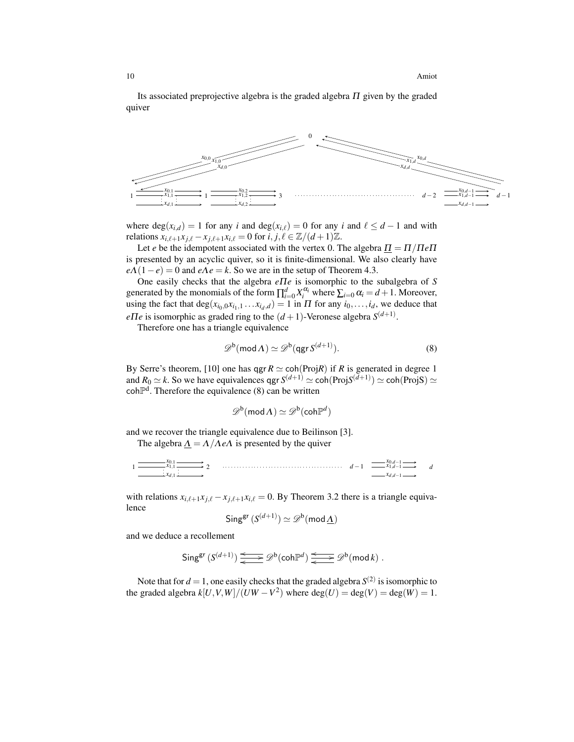Its associated preprojective algebra is the graded algebra $\Pi$ given by the graded quiver

$$
\begin{array}{ccccccccc}
 & & & & 0 & & & & \\
 & \overset{x_{0,0}\ x_{1,0}}{\swarrow} \ \overset{x_{d,0}}{} & & & & & & \overset{x_{1,d}\ x_{0,d}}{\nwarrow}\ \overset{x_{d,d}}{} & \\
1 & \xrightarrow[x_{d,1}]{x_{0,1},\,x_{1,1},\,\ldots} & 1 & \xrightarrow[x_{d,2}]{x_{0,2},\,x_{1,2},\,\ldots} & 3 & \cdots\cdots & d-2 & \xrightarrow[x_{d,d-1}]{x_{0,d-1},\,x_{1,d-1},\,\ldots} & d-1
\end{array}
$$

where $\deg(x_{i,d}) = 1$ for any $i$ and $\deg(x_{i,\ell}) = 0$ for any $i$ and $\ell \leq d-1$ and with relations $x_{i,\ell+1}x_{j,\ell} - x_{j,\ell+1}x_{i,\ell} = 0$ for $i, j, \ell \in \mathbb{Z}/(d+1)\mathbb{Z}$.

Let $e$ be the idempotent associated with the vertex 0. The algebra $\underline{\Pi} = \Pi/\Pi e\Pi$ is presented by an acyclic quiver, so it is finite-dimensional. We also clearly have $e\Lambda(1-e) = 0$ and $e\Lambda e = k$. So we are in the setup of Theorem 4.3.

One easily checks that the algebra $e\Pi e$ is isomorphic to the subalgebra of $S$ generated by the monomials of the form $\prod_{i=0}^{d} X_i^{\alpha_i}$ where $\sum_{i=0}\alpha_i = d+1$. Moreover, using the fact that $\deg(x_{i_0,0}x_{i_1,1}\ldots x_{i_d,d}) = 1$ in $\Pi$ for any $i_0, \ldots, i_d$, we deduce that $e\Pi e$ is isomorphic as graded ring to the $(d+1)$-Veronese algebra $S^{(d+1)}$.

Therefore one has a triangle equivalence

$$\mathscr{D}^{\mathsf{b}}(\operatorname{mod}\Lambda) \simeq \mathscr{D}^{\mathsf{b}}(\operatorname{qgr} S^{(d+1)}). \tag{8}$$

By Serre's theorem, [10] one has $\operatorname{qgr} R \simeq \operatorname{coh}(\operatorname{Proj} R)$ if $R$ is generated in degree 1 and $R_0 \simeq k$. So we have equivalences $\operatorname{qgr} S^{(d+1)} \simeq \operatorname{coh}(\operatorname{Proj} S^{(d+1)}) \simeq \operatorname{coh}(\operatorname{Proj} S) \simeq \operatorname{coh}\mathbb{P}^{d}$. Therefore the equivalence (8) can be written

$$\mathscr{D}^{\mathsf{b}}(\operatorname{mod}\Lambda) \simeq \mathscr{D}^{\mathsf{b}}(\operatorname{coh}\mathbb{P}^{d})$$

and we recover the triangle equivalence due to Beilinson [3].

The algebra $\underline{\Lambda} = \Lambda/\Lambda e\Lambda$ is presented by the quiver

$$1 \xrightarrow[x_{d,1}]{x_{0,1},\,x_{1,1},\,\ldots} 2 \quad \cdots\cdots \quad d-1 \xrightarrow[x_{d,d-1}]{x_{0,d-1},\,x_{1,d-1},\,\ldots} d$$

with relations $x_{i,\ell+1}x_{j,\ell} - x_{j,\ell+1}x_{i,\ell} = 0$. By Theorem 3.2 there is a triangle equivalence

$$\operatorname{Sing}^{\mathsf{gr}}(S^{(d+1)}) \simeq \mathscr{D}^{\mathsf{b}}(\operatorname{mod}\underline{\Lambda})$$

and we deduce a recollement

$$\operatorname{Sing}^{\mathsf{gr}}(S^{(d+1)}) \rightleftarrows \mathscr{D}^{\mathsf{b}}(\operatorname{coh}\mathbb{P}^{d}) \rightleftarrows \mathscr{D}^{\mathsf{b}}(\operatorname{mod} k)\ .$$

Note that for $d = 1$, one easily checks that the graded algebra $S^{(2)}$ is isomorphic to the graded algebra $k[U,V,W]/(UW - V^2)$ where $\deg(U) = \deg(V) = \deg(W) = 1$.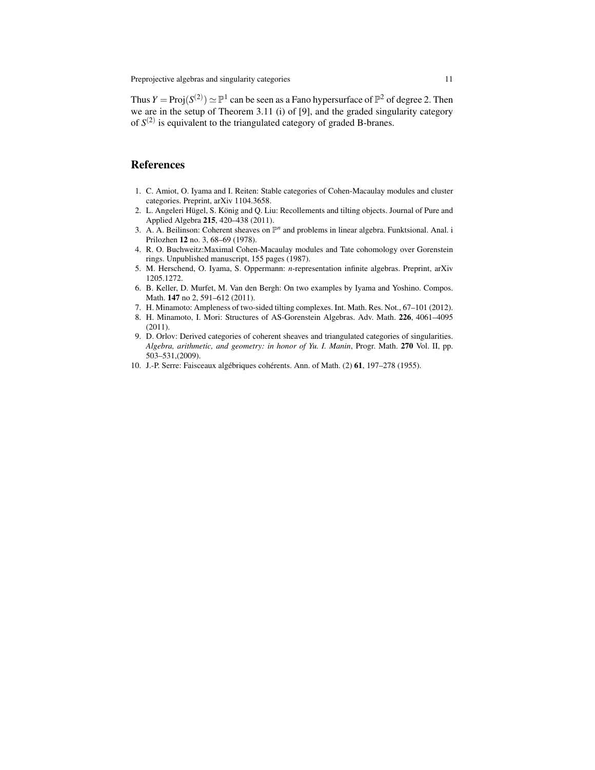Thus $Y = \mathrm{Proj}(S^{(2)}) \simeq \mathbb{P}^1$ can be seen as a Fano hypersurface of $\mathbb{P}^2$ of degree 2. Then we are in the setup of Theorem 3.11 (i) of [9], and the graded singularity category of $S^{(2)}$ is equivalent to the triangulated category of graded B-branes.

## References

1. C. Amiot, O. Iyama and I. Reiten: Stable categories of Cohen-Macaulay modules and cluster categories. Preprint, arXiv 1104.3658.
2. L. Angeleri Hügel, S. König and Q. Liu: Recollements and tilting objects. Journal of Pure and Applied Algebra **215**, 420–438 (2011).
3. A. A. Beilinson: Coherent sheaves on $\mathbb{P}^n$ and problems in linear algebra. Funktsional. Anal. i Prilozhen **12** no. 3, 68–69 (1978).
4. R. O. Buchweitz:Maximal Cohen-Macaulay modules and Tate cohomology over Gorenstein rings. Unpublished manuscript, 155 pages (1987).
5. M. Herschend, O. Iyama, S. Oppermann: *n*-representation infinite algebras. Preprint, arXiv 1205.1272.
6. B. Keller, D. Murfet, M. Van den Bergh: On two examples by Iyama and Yoshino. Compos. Math. **147** no 2, 591–612 (2011).
7. H. Minamoto: Ampleness of two-sided tilting complexes. Int. Math. Res. Not., 67–101 (2012).
8. H. Minamoto, I. Mori: Structures of AS-Gorenstein Algebras. Adv. Math. **226**, 4061–4095 (2011).
9. D. Orlov: Derived categories of coherent sheaves and triangulated categories of singularities. *Algebra, arithmetic, and geometry: in honor of Yu. I. Manin*, Progr. Math. **270** Vol. II, pp. 503–531,(2009).
10. J.-P. Serre: Faisceaux algébriques cohérents. Ann. of Math. (2) **61**, 197–278 (1955).